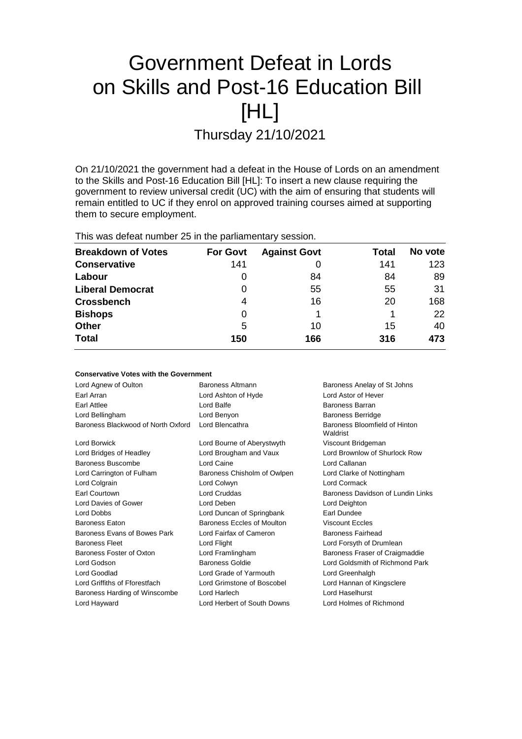# Government Defeat in Lords on Skills and Post-16 Education Bill [HL]

Thursday 21/10/2021

On 21/10/2021 the government had a defeat in the House of Lords on an amendment to the Skills and Post-16 Education Bill [HL]: To insert a new clause requiring the government to review universal credit (UC) with the aim of ensuring that students will remain entitled to UC if they enrol on approved training courses aimed at supporting them to secure employment.

This was defeat number 25 in the parliamentary session.

| Breakdown of Votes | For Govt | Against Govt | Total | No vote |
|---|---|---|---|---|
| Conservative | 141 | 0 | 141 | 123 |
| Labour | 0 | 84 | 84 | 89 |
| Liberal Democrat | 0 | 55 | 55 | 31 |
| Crossbench | 4 | 16 | 20 | 168 |
| Bishops | 0 | 1 | 1 | 22 |
| Other | 5 | 10 | 15 | 40 |
| **Total** | **150** | **166** | **316** | **473** |

**Conservative Votes with the Government**

| | | |
|---|---|---|
| Lord Agnew of Oulton | Baroness Altmann | Baroness Anelay of St Johns |
| Earl Arran | Lord Ashton of Hyde | Lord Astor of Hever |
| Earl Attlee | Lord Balfe | Baroness Barran |
| Lord Bellingham | Lord Benyon | Baroness Berridge |
| Baroness Blackwood of North Oxford | Lord Blencathra | Baroness Bloomfield of Hinton Waldrist |
| Lord Borwick | Lord Bourne of Aberystwyth | Viscount Bridgeman |
| Lord Bridges of Headley | Lord Brougham and Vaux | Lord Brownlow of Shurlock Row |
| Baroness Buscombe | Lord Caine | Lord Callanan |
| Lord Carrington of Fulham | Baroness Chisholm of Owlpen | Lord Clarke of Nottingham |
| Lord Colgrain | Lord Colwyn | Lord Cormack |
| Earl Courtown | Lord Cruddas | Baroness Davidson of Lundin Links |
| Lord Davies of Gower | Lord Deben | Lord Deighton |
| Lord Dobbs | Lord Duncan of Springbank | Earl Dundee |
| Baroness Eaton | Baroness Eccles of Moulton | Viscount Eccles |
| Baroness Evans of Bowes Park | Lord Fairfax of Cameron | Baroness Fairhead |
| Baroness Fleet | Lord Flight | Lord Forsyth of Drumlean |
| Baroness Foster of Oxton | Lord Framlingham | Baroness Fraser of Craigmaddie |
| Lord Godson | Baroness Goldie | Lord Goldsmith of Richmond Park |
| Lord Goodlad | Lord Grade of Yarmouth | Lord Greenhalgh |
| Lord Griffiths of Fforestfach | Lord Grimstone of Boscobel | Lord Hannan of Kingsclere |
| Baroness Harding of Winscombe | Lord Harlech | Lord Haselhurst |
| Lord Hayward | Lord Herbert of South Downs | Lord Holmes of Richmond |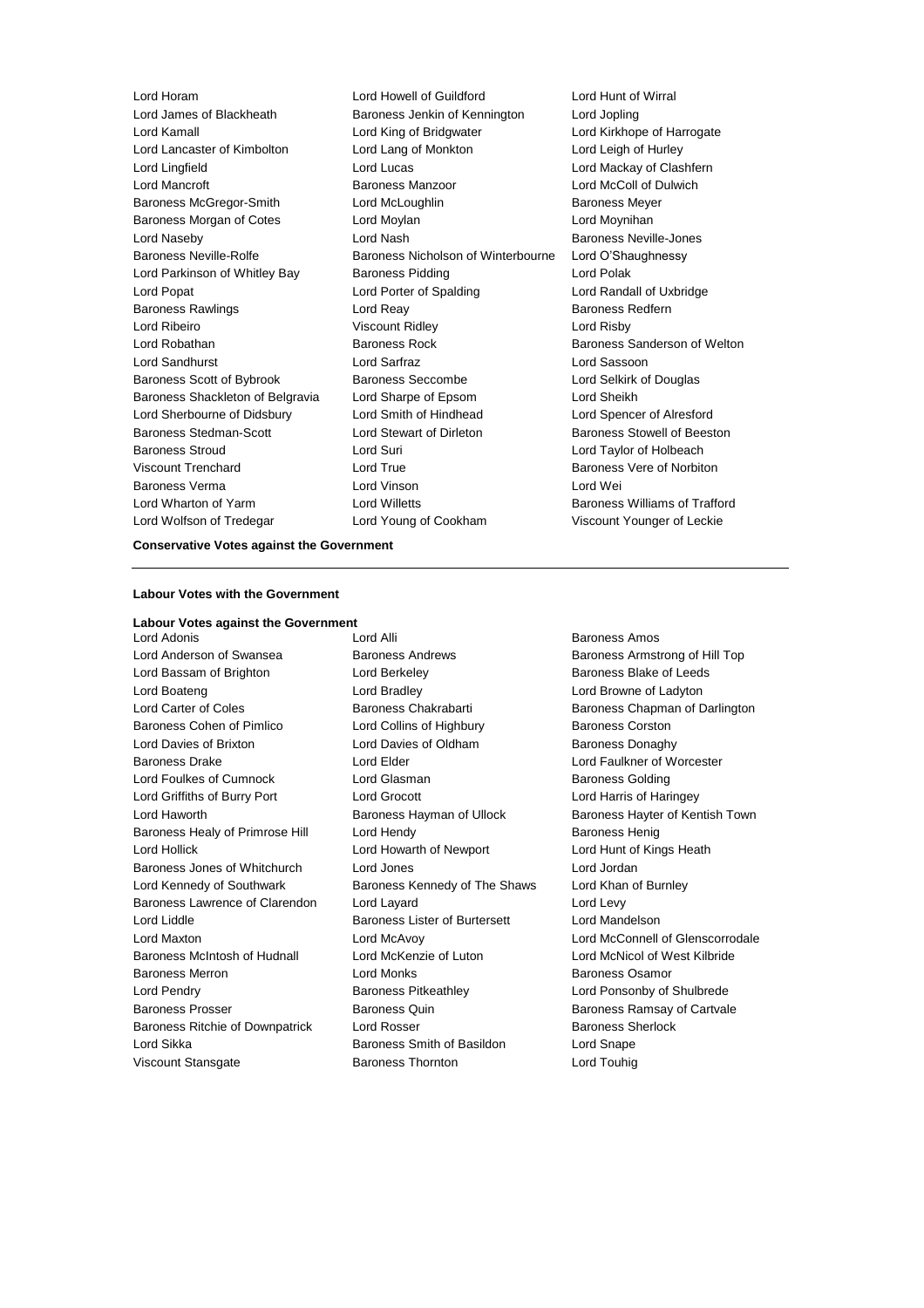Lord Horam
Lord Howell of Guildford
Lord Hunt of Wirral
Lord James of Blackheath
Baroness Jenkin of Kennington
Lord Jopling
Lord Kamall
Lord King of Bridgwater
Lord Kirkhope of Harrogate
Lord Lancaster of Kimbolton
Lord Lang of Monkton
Lord Leigh of Hurley
Lord Lingfield
Lord Lucas
Lord Mackay of Clashfern
Lord Mancroft
Baroness Manzoor
Lord McColl of Dulwich
Baroness McGregor-Smith
Lord McLoughlin
Baroness Meyer
Baroness Morgan of Cotes
Lord Moylan
Lord Moynihan
Lord Naseby
Lord Nash
Baroness Neville-Jones
Baroness Neville-Rolfe
Baroness Nicholson of Winterbourne
Lord O'Shaughnessy
Lord Parkinson of Whitley Bay
Baroness Pidding
Lord Polak
Lord Popat
Lord Porter of Spalding
Lord Randall of Uxbridge
Baroness Rawlings
Lord Reay
Baroness Redfern
Lord Ribeiro
Viscount Ridley
Lord Risby
Lord Robathan
Baroness Rock
Baroness Sanderson of Welton
Lord Sandhurst
Lord Sarfraz
Lord Sassoon
Baroness Scott of Bybrook
Baroness Seccombe
Lord Selkirk of Douglas
Baroness Shackleton of Belgravia
Lord Sharpe of Epsom
Lord Sheikh
Lord Sherbourne of Didsbury
Lord Smith of Hindhead
Lord Spencer of Alresford
Baroness Stedman-Scott
Lord Stewart of Dirleton
Baroness Stowell of Beeston
Baroness Stroud
Lord Suri
Lord Taylor of Holbeach
Viscount Trenchard
Lord True
Baroness Vere of Norbiton
Baroness Verma
Lord Vinson
Lord Wei
Lord Wharton of Yarm
Lord Willetts
Baroness Williams of Trafford
Lord Wolfson of Tredegar
Lord Young of Cookham
Viscount Younger of Leckie

**Conservative Votes against the Government**

---

**Labour Votes with the Government**

**Labour Votes against the Government**

Lord Adonis
Lord Alli
Baroness Amos
Lord Anderson of Swansea
Baroness Andrews
Baroness Armstrong of Hill Top
Lord Bassam of Brighton
Lord Berkeley
Baroness Blake of Leeds
Lord Boateng
Lord Bradley
Lord Browne of Ladyton
Lord Carter of Coles
Baroness Chakrabarti
Baroness Chapman of Darlington
Baroness Cohen of Pimlico
Lord Collins of Highbury
Baroness Corston
Lord Davies of Brixton
Lord Davies of Oldham
Baroness Donaghy
Baroness Drake
Lord Elder
Lord Faulkner of Worcester
Lord Foulkes of Cumnock
Lord Glasman
Baroness Golding
Lord Griffiths of Burry Port
Lord Grocott
Lord Harris of Haringey
Lord Haworth
Baroness Hayman of Ullock
Baroness Hayter of Kentish Town
Baroness Healy of Primrose Hill
Lord Hendy
Baroness Henig
Lord Hollick
Lord Howarth of Newport
Lord Hunt of Kings Heath
Baroness Jones of Whitchurch
Lord Jones
Lord Jordan
Lord Kennedy of Southwark
Baroness Kennedy of The Shaws
Lord Khan of Burnley
Baroness Lawrence of Clarendon
Lord Layard
Lord Levy
Lord Liddle
Baroness Lister of Burtersett
Lord Mandelson
Lord Maxton
Lord McAvoy
Lord McConnell of Glenscorrodale
Baroness McIntosh of Hudnall
Lord McKenzie of Luton
Lord McNicol of West Kilbride
Baroness Merron
Lord Monks
Baroness Osamor
Lord Pendry
Baroness Pitkeathley
Lord Ponsonby of Shulbrede
Baroness Prosser
Baroness Quin
Baroness Ramsay of Cartvale
Baroness Ritchie of Downpatrick
Lord Rosser
Baroness Sherlock
Lord Sikka
Baroness Smith of Basildon
Lord Snape
Viscount Stansgate
Baroness Thornton
Lord Touhig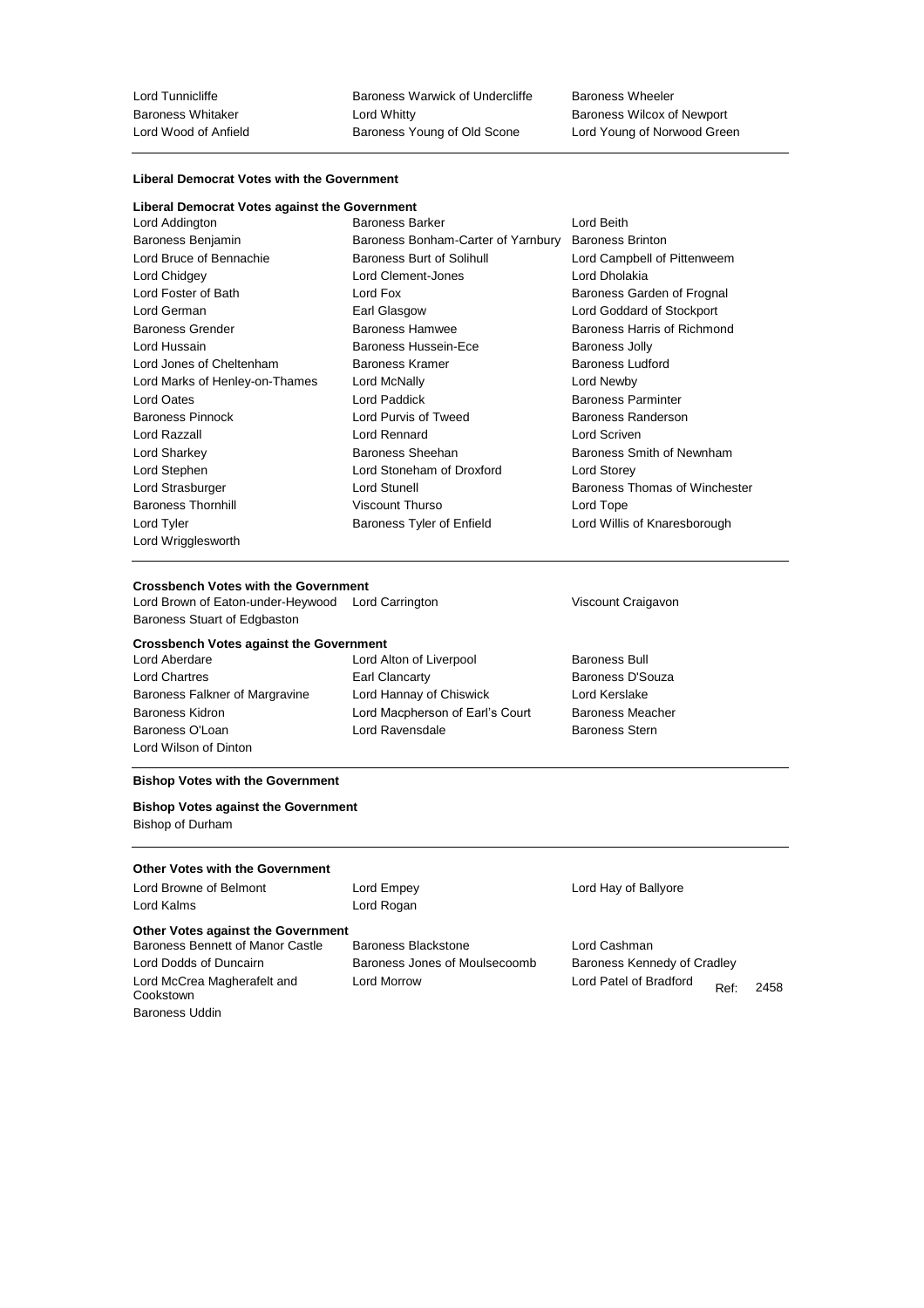Lord Tunnicliffe
Baroness Warwick of Undercliffe
Baroness Wheeler
Baroness Whitaker
Lord Whitty
Baroness Wilcox of Newport
Lord Wood of Anfield
Baroness Young of Old Scone
Lord Young of Norwood Green

**Liberal Democrat Votes with the Government**

**Liberal Democrat Votes against the Government**

Lord Addington
Baroness Barker
Lord Beith
Baroness Benjamin
Baroness Bonham-Carter of Yarnbury
Baroness Brinton
Lord Bruce of Bennachie
Baroness Burt of Solihull
Lord Campbell of Pittenweem
Lord Chidgey
Lord Clement-Jones
Lord Dholakia
Lord Foster of Bath
Lord Fox
Baroness Garden of Frognal
Lord German
Earl Glasgow
Lord Goddard of Stockport
Baroness Grender
Baroness Hamwee
Baroness Harris of Richmond
Lord Hussain
Baroness Hussein-Ece
Baroness Jolly
Lord Jones of Cheltenham
Baroness Kramer
Baroness Ludford
Lord Marks of Henley-on-Thames
Lord McNally
Lord Newby
Lord Oates
Lord Paddick
Baroness Parminter
Baroness Pinnock
Lord Purvis of Tweed
Baroness Randerson
Lord Razzall
Lord Rennard
Lord Scriven
Lord Sharkey
Baroness Sheehan
Baroness Smith of Newnham
Lord Stephen
Lord Stoneham of Droxford
Lord Storey
Lord Strasburger
Lord Stunell
Baroness Thomas of Winchester
Baroness Thornhill
Viscount Thurso
Lord Tope
Lord Tyler
Baroness Tyler of Enfield
Lord Willis of Knaresborough
Lord Wrigglesworth

**Crossbench Votes with the Government**

Lord Brown of Eaton-under-Heywood
Lord Carrington
Viscount Craigavon
Baroness Stuart of Edgbaston

**Crossbench Votes against the Government**

Lord Aberdare
Lord Alton of Liverpool
Baroness Bull
Lord Chartres
Earl Clancarty
Baroness D'Souza
Baroness Falkner of Margravine
Lord Hannay of Chiswick
Lord Kerslake
Baroness Kidron
Lord Macpherson of Earl's Court
Baroness Meacher
Baroness O'Loan
Lord Ravensdale
Baroness Stern
Lord Wilson of Dinton

**Bishop Votes with the Government**

**Bishop Votes against the Government**

Bishop of Durham

**Other Votes with the Government**

Lord Browne of Belmont
Lord Empey
Lord Hay of Ballyore
Lord Kalms
Lord Rogan

**Other Votes against the Government**

Baroness Bennett of Manor Castle
Baroness Blackstone
Lord Cashman
Lord Dodds of Duncairn
Baroness Jones of Moulsecoomb
Baroness Kennedy of Cradley
Lord McCrea Magherafelt and Cookstown
Lord Morrow
Lord Patel of Bradford
Baroness Uddin

Ref: 2458